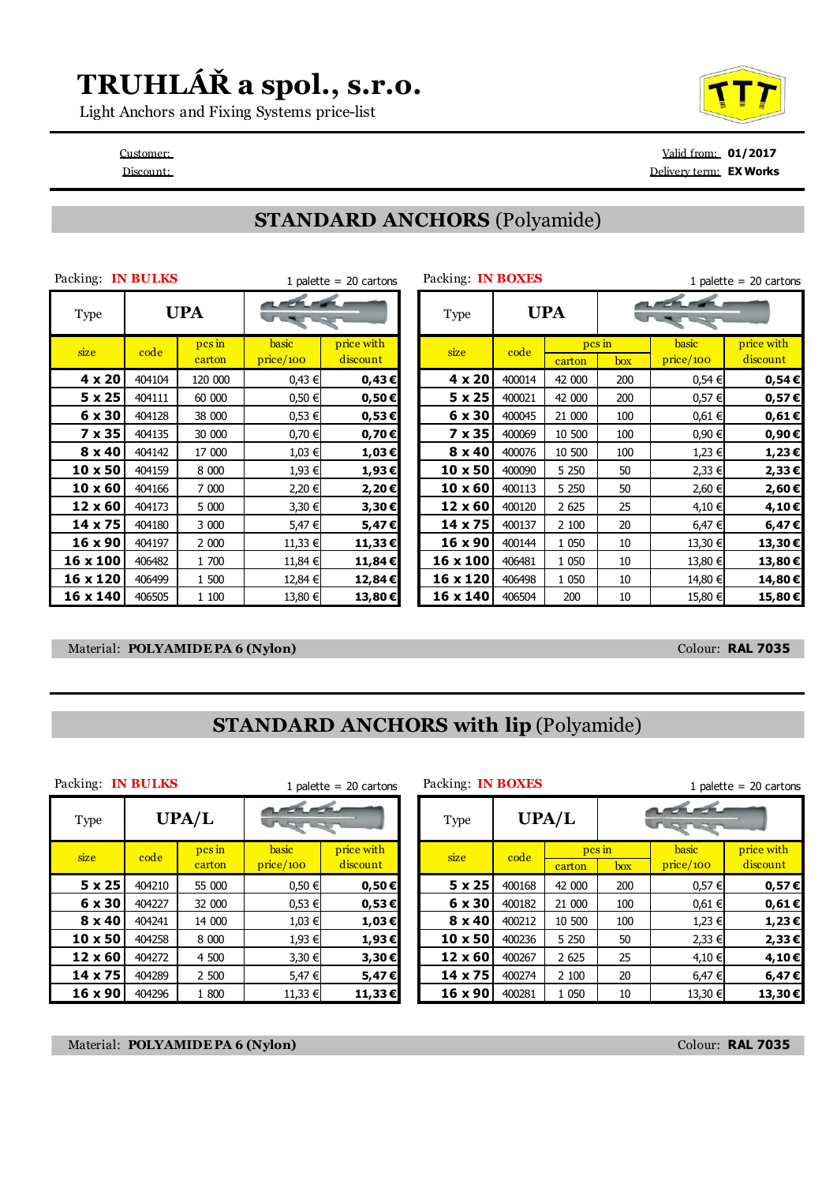# TRUHLÁŘ a spol., s.r.o.

Light Anchors and Fixing Systems price-list

Customer:
Discount:

Valid from: **01/2017**
Delivery term: **EX Works**

## STANDARD ANCHORS (Polyamide)

Packing: **IN BULKS** — 1 palette = 20 cartons

| Type | UPA | | | |
|---|---|---|---|---|
| size | code | pcs in carton | basic price/100 | price with discount |
| **4 x 20** | 404104 | 120 000 | 0,43 € | **0,43 €** |
| **5 x 25** | 404111 | 60 000 | 0,50 € | **0,50 €** |
| **6 x 30** | 404128 | 38 000 | 0,53 € | **0,53 €** |
| **7 x 35** | 404135 | 30 000 | 0,70 € | **0,70 €** |
| **8 x 40** | 404142 | 17 000 | 1,03 € | **1,03 €** |
| **10 x 50** | 404159 | 8 000 | 1,93 € | **1,93 €** |
| **10 x 60** | 404166 | 7 000 | 2,20 € | **2,20 €** |
| **12 x 60** | 404173 | 5 000 | 3,30 € | **3,30 €** |
| **14 x 75** | 404180 | 3 000 | 5,47 € | **5,47 €** |
| **16 x 90** | 404197 | 2 000 | 11,33 € | **11,33 €** |
| **16 x 100** | 406482 | 1 700 | 11,84 € | **11,84 €** |
| **16 x 120** | 406499 | 1 500 | 12,84 € | **12,84 €** |
| **16 x 140** | 406505 | 1 100 | 13,80 € | **13,80 €** |

Packing: **IN BOXES** — 1 palette = 20 cartons

| Type | UPA | | | | |
|---|---|---|---|---|---|
| size | code | pcs in | | basic price/100 | price with discount |
| | | carton | box | | |
| **4 x 20** | 400014 | 42 000 | 200 | 0,54 € | **0,54 €** |
| **5 x 25** | 400021 | 42 000 | 200 | 0,57 € | **0,57 €** |
| **6 x 30** | 400045 | 21 000 | 100 | 0,61 € | **0,61 €** |
| **7 x 35** | 400069 | 10 500 | 100 | 0,90 € | **0,90 €** |
| **8 x 40** | 400076 | 10 500 | 100 | 1,23 € | **1,23 €** |
| **10 x 50** | 400090 | 5 250 | 50 | 2,33 € | **2,33 €** |
| **10 x 60** | 400113 | 5 250 | 50 | 2,60 € | **2,60 €** |
| **12 x 60** | 400120 | 2 625 | 25 | 4,10 € | **4,10 €** |
| **14 x 75** | 400137 | 2 100 | 20 | 6,47 € | **6,47 €** |
| **16 x 90** | 400144 | 1 050 | 10 | 13,30 € | **13,30 €** |
| **16 x 100** | 406481 | 1 050 | 10 | 13,80 € | **13,80 €** |
| **16 x 120** | 406498 | 1 050 | 10 | 14,80 € | **14,80 €** |
| **16 x 140** | 406504 | 200 | 10 | 15,80 € | **15,80 €** |

Material: **POLYAMIDE PA 6 (Nylon)** — Colour: **RAL 7035**

## STANDARD ANCHORS with lip (Polyamide)

Packing: **IN BULKS** — 1 palette = 20 cartons

| Type | UPA/L | | | |
|---|---|---|---|---|
| size | code | pcs in carton | basic price/100 | price with discount |
| **5 x 25** | 404210 | 55 000 | 0,50 € | **0,50 €** |
| **6 x 30** | 404227 | 32 000 | 0,53 € | **0,53 €** |
| **8 x 40** | 404241 | 14 000 | 1,03 € | **1,03 €** |
| **10 x 50** | 404258 | 8 000 | 1,93 € | **1,93 €** |
| **12 x 60** | 404272 | 4 500 | 3,30 € | **3,30 €** |
| **14 x 75** | 404289 | 2 500 | 5,47 € | **5,47 €** |
| **16 x 90** | 404296 | 1 800 | 11,33 € | **11,33 €** |

Packing: **IN BOXES** — 1 palette = 20 cartons

| Type | UPA/L | | | | |
|---|---|---|---|---|---|
| size | code | pcs in | | basic price/100 | price with discount |
| | | carton | box | | |
| **5 x 25** | 400168 | 42 000 | 200 | 0,57 € | **0,57 €** |
| **6 x 30** | 400182 | 21 000 | 100 | 0,61 € | **0,61 €** |
| **8 x 40** | 400212 | 10 500 | 100 | 1,23 € | **1,23 €** |
| **10 x 50** | 400236 | 5 250 | 50 | 2,33 € | **2,33 €** |
| **12 x 60** | 400267 | 2 625 | 25 | 4,10 € | **4,10 €** |
| **14 x 75** | 400274 | 2 100 | 20 | 6,47 € | **6,47 €** |
| **16 x 90** | 400281 | 1 050 | 10 | 13,30 € | **13,30 €** |

Material: **POLYAMIDE PA 6 (Nylon)** — Colour: **RAL 7035**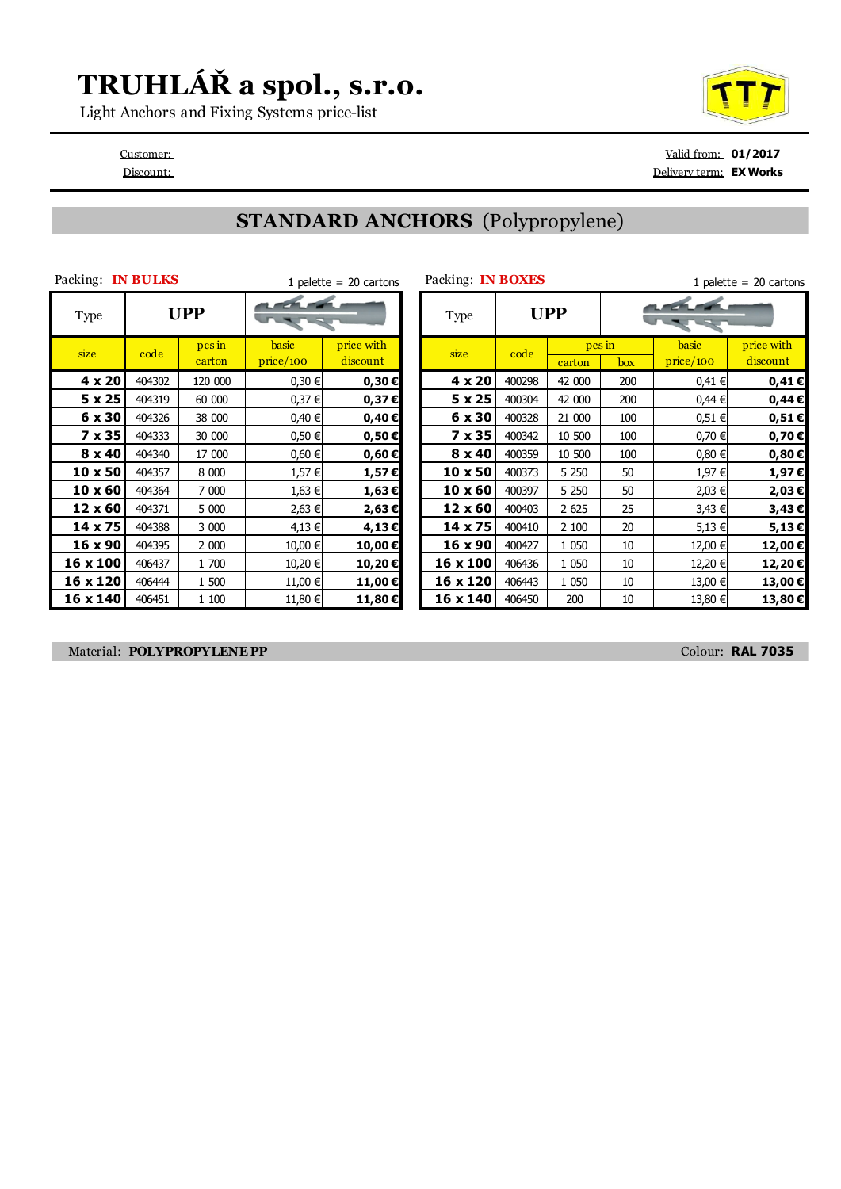# TRUHLÁŘ a spol., s.r.o.

Light Anchors and Fixing Systems price-list

Customer:
Discount:

Valid from: **01/2017**
Delivery term: **EX Works**

## STANDARD ANCHORS (Polypropylene)

Packing: **IN BULKS** — 1 palette = 20 cartons

| Type | UPP | | | |
|---|---|---|---|---|
| size | code | pcs in carton | basic price/100 | price with discount |
| **4 x 20** | 404302 | 120 000 | 0,30 € | **0,30 €** |
| **5 x 25** | 404319 | 60 000 | 0,37 € | **0,37 €** |
| **6 x 30** | 404326 | 38 000 | 0,40 € | **0,40 €** |
| **7 x 35** | 404333 | 30 000 | 0,50 € | **0,50 €** |
| **8 x 40** | 404340 | 17 000 | 0,60 € | **0,60 €** |
| **10 x 50** | 404357 | 8 000 | 1,57 € | **1,57 €** |
| **10 x 60** | 404364 | 7 000 | 1,63 € | **1,63 €** |
| **12 x 60** | 404371 | 5 000 | 2,63 € | **2,63 €** |
| **14 x 75** | 404388 | 3 000 | 4,13 € | **4,13 €** |
| **16 x 90** | 404395 | 2 000 | 10,00 € | **10,00 €** |
| **16 x 100** | 406437 | 1 700 | 10,20 € | **10,20 €** |
| **16 x 120** | 406444 | 1 500 | 11,00 € | **11,00 €** |
| **16 x 140** | 406451 | 1 100 | 11,80 € | **11,80 €** |

Packing: **IN BOXES** — 1 palette = 20 cartons

| Type | UPP | | | | |
|---|---|---|---|---|---|
| size | code | pcs in | | basic price/100 | price with discount |
| | | carton | box | | |
| **4 x 20** | 400298 | 42 000 | 200 | 0,41 € | **0,41 €** |
| **5 x 25** | 400304 | 42 000 | 200 | 0,44 € | **0,44 €** |
| **6 x 30** | 400328 | 21 000 | 100 | 0,51 € | **0,51 €** |
| **7 x 35** | 400342 | 10 500 | 100 | 0,70 € | **0,70 €** |
| **8 x 40** | 400359 | 10 500 | 100 | 0,80 € | **0,80 €** |
| **10 x 50** | 400373 | 5 250 | 50 | 1,97 € | **1,97 €** |
| **10 x 60** | 400397 | 5 250 | 50 | 2,03 € | **2,03 €** |
| **12 x 60** | 400403 | 2 625 | 25 | 3,43 € | **3,43 €** |
| **14 x 75** | 400410 | 2 100 | 20 | 5,13 € | **5,13 €** |
| **16 x 90** | 400427 | 1 050 | 10 | 12,00 € | **12,00 €** |
| **16 x 100** | 406436 | 1 050 | 10 | 12,20 € | **12,20 €** |
| **16 x 120** | 406443 | 1 050 | 10 | 13,00 € | **13,00 €** |
| **16 x 140** | 406450 | 200 | 10 | 13,80 € | **13,80 €** |

Material: **POLYPROPYLENE PP** — Colour: **RAL 7035**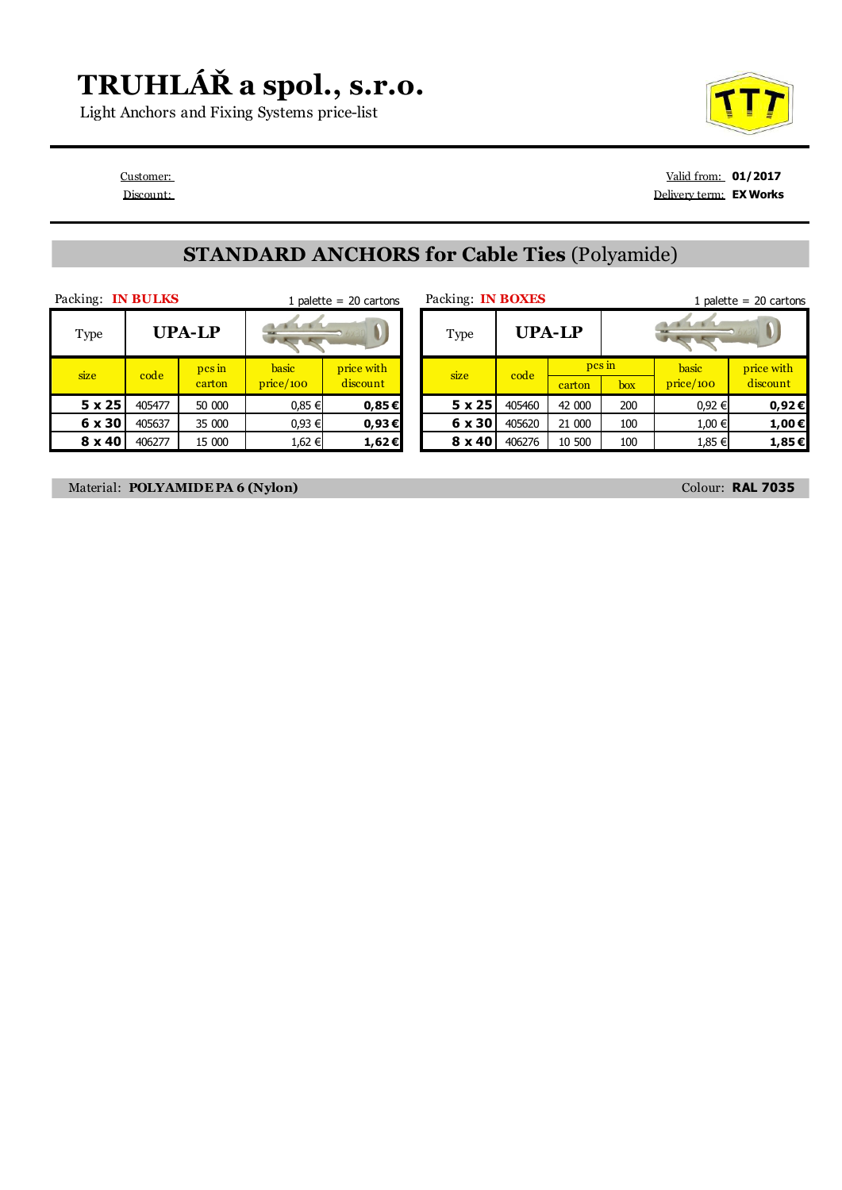# TRUHLÁŘ a spol., s.r.o.

Light Anchors and Fixing Systems price-list

Customer:
Discount:

Valid from: **01/2017**
Delivery term: **EX Works**

## STANDARD ANCHORS for Cable Ties (Polyamide)

Packing: **IN BULKS** — 1 palette = 20 cartons

| Type | UPA-LP | | | |
|---|---|---|---|---|
| size | code | pcs in carton | basic price/100 | price with discount |
| **5 x 25** | 405477 | 50 000 | 0,85 € | **0,85 €** |
| **6 x 30** | 405637 | 35 000 | 0,93 € | **0,93 €** |
| **8 x 40** | 406277 | 15 000 | 1,62 € | **1,62 €** |

Packing: **IN BOXES** — 1 palette = 20 cartons

| Type | UPA-LP | | | | |
|---|---|---|---|---|---|
| size | code | pcs in | | basic price/100 | price with discount |
| | | carton | box | | |
| **5 x 25** | 405460 | 42 000 | 200 | 0,92 € | **0,92 €** |
| **6 x 30** | 405620 | 21 000 | 100 | 1,00 € | **1,00 €** |
| **8 x 40** | 406276 | 10 500 | 100 | 1,85 € | **1,85 €** |

Material: **POLYAMIDE PA 6 (Nylon)** — Colour: **RAL 7035**